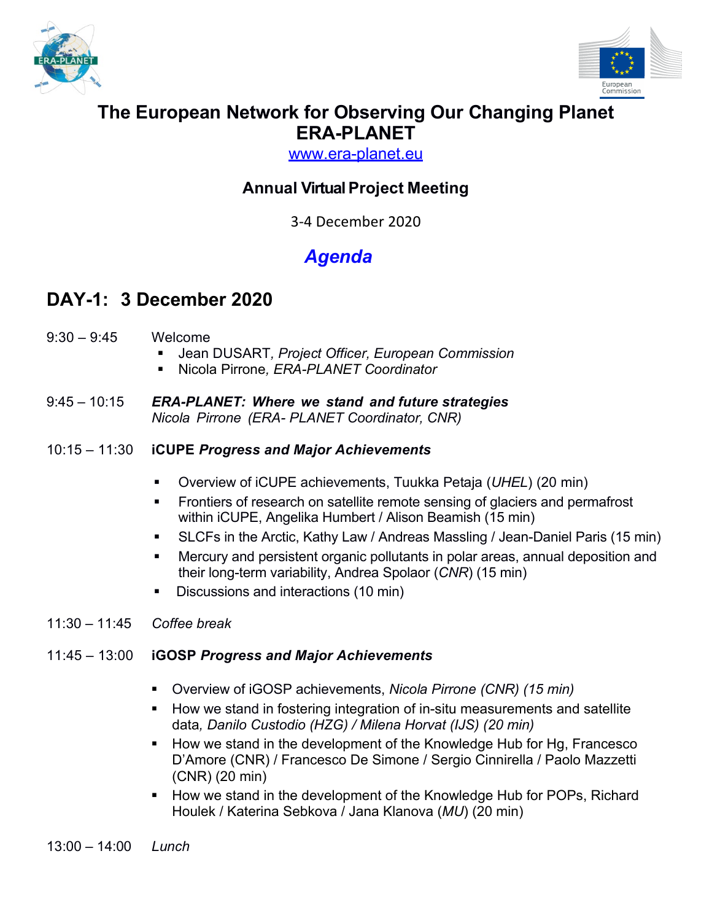# The European Network for Observing Our Changing Planet ERA-PLANET

www.era-planet.eu

## Annual Virtual Project Meeting

3-4 December 2020

## *Agenda*

## DAY-1: 3 December 2020

9:30 – 9:45 Welcome

- Jean DUSART*, Project Officer, European Commission*
- Nicola Pirrone*, ERA-PLANET Coordinator*

9:45 – 10:15 ***ERA-PLANET: Where we stand and future strategies***
*Nicola Pirrone (ERA- PLANET Coordinator, CNR)*

10:15 – 11:30 **iCUPE *Progress and Major Achievements***

- Overview of iCUPE achievements, Tuukka Petaja (*UHEL*) (20 min)
- Frontiers of research on satellite remote sensing of glaciers and permafrost within iCUPE, Angelika Humbert / Alison Beamish (15 min)
- SLCFs in the Arctic, Kathy Law / Andreas Massling / Jean-Daniel Paris (15 min)
- Mercury and persistent organic pollutants in polar areas, annual deposition and their long-term variability, Andrea Spolaor (*CNR*) (15 min)
- Discussions and interactions (10 min)

11:30 – 11:45 *Coffee break*

11:45 – 13:00 **iGOSP *Progress and Major Achievements***

- Overview of iGOSP achievements, *Nicola Pirrone (CNR) (15 min)*
- How we stand in fostering integration of in-situ measurements and satellite data*, Danilo Custodio (HZG) / Milena Horvat (IJS) (20 min)*
- How we stand in the development of the Knowledge Hub for Hg, Francesco D'Amore (CNR) / Francesco De Simone / Sergio Cinnirella / Paolo Mazzetti (CNR) (20 min)
- How we stand in the development of the Knowledge Hub for POPs, Richard Houlek / Katerina Sebkova / Jana Klanova (*MU*) (20 min)

13:00 – 14:00 *Lunch*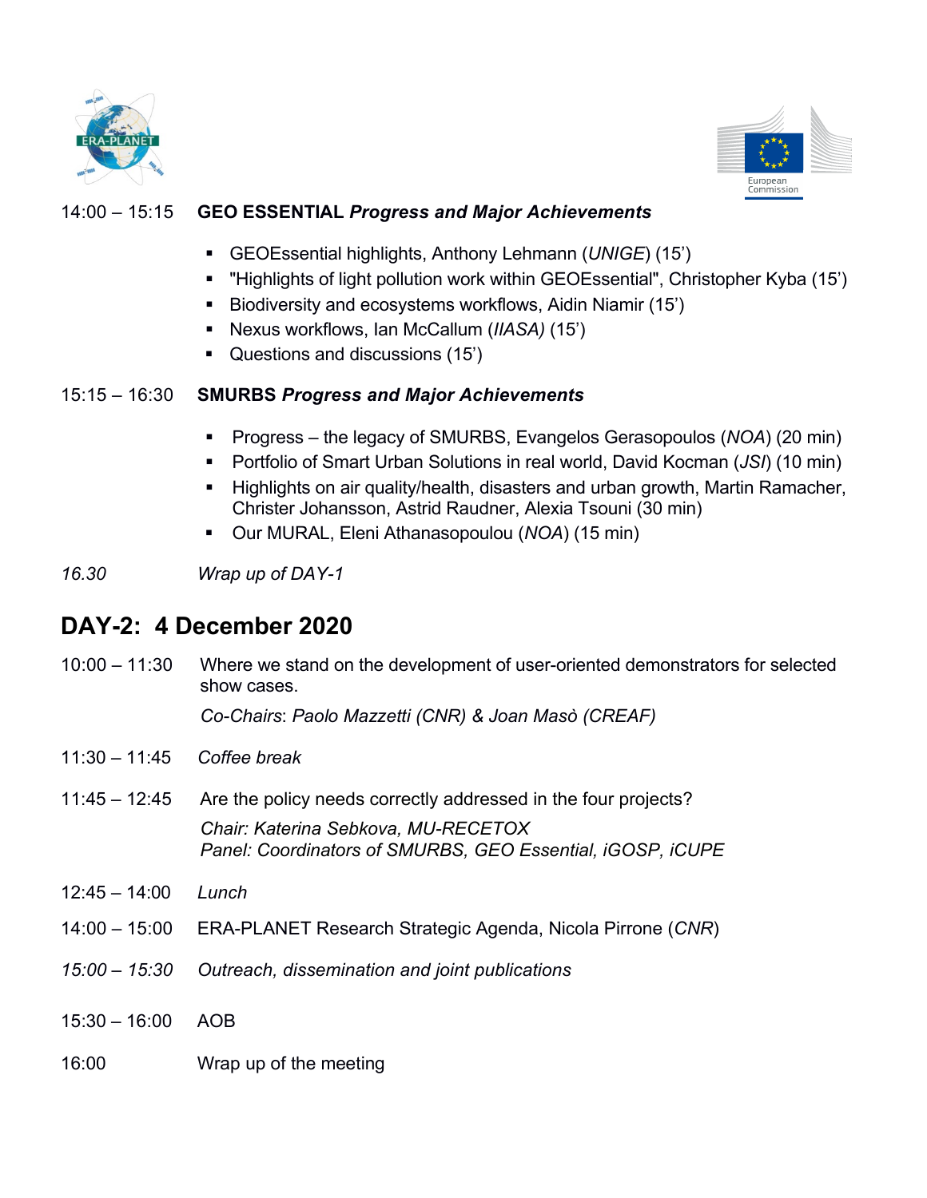14:00 – 15:15 **GEO ESSENTIAL *Progress and Major Achievements***

- GEOEssential highlights, Anthony Lehmann (*UNIGE*) (15')
- "Highlights of light pollution work within GEOEssential", Christopher Kyba (15')
- Biodiversity and ecosystems workflows, Aidin Niamir (15')
- Nexus workflows, Ian McCallum (*IIASA)* (15')
- Questions and discussions (15')

15:15 – 16:30 **SMURBS *Progress and Major Achievements***

- Progress – the legacy of SMURBS, Evangelos Gerasopoulos (*NOA*) (20 min)
- Portfolio of Smart Urban Solutions in real world, David Kocman (*JSI*) (10 min)
- Highlights on air quality/health, disasters and urban growth, Martin Ramacher, Christer Johansson, Astrid Raudner, Alexia Tsouni (30 min)
- Our MURAL, Eleni Athanasopoulou (*NOA*) (15 min)

*16.30 Wrap up of DAY-1*

## DAY-2: 4 December 2020

10:00 – 11:30 Where we stand on the development of user-oriented demonstrators for selected show cases.

*Co-Chairs*: *Paolo Mazzetti (CNR) & Joan Masò (CREAF)*

11:30 – 11:45 *Coffee break*

11:45 – 12:45 Are the policy needs correctly addressed in the four projects?

*Chair: Katerina Sebkova, MU-RECETOX*
*Panel: Coordinators of SMURBS, GEO Essential, iGOSP, iCUPE*

12:45 – 14:00 *Lunch*

14:00 – 15:00 ERA-PLANET Research Strategic Agenda, Nicola Pirrone (*CNR*)

*15:00 – 15:30 Outreach, dissemination and joint publications*

15:30 – 16:00 AOB

16:00 Wrap up of the meeting